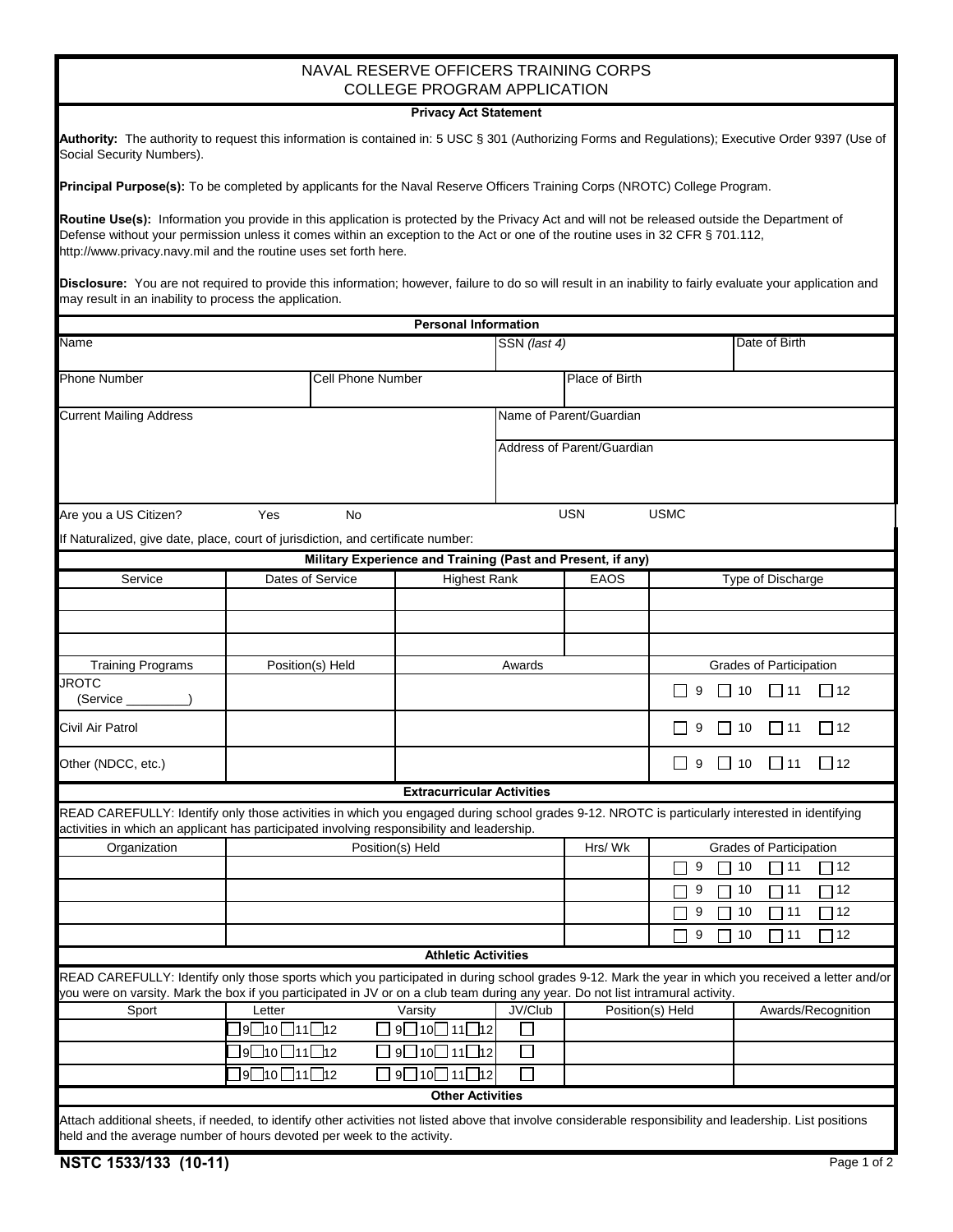# NAVAL RESERVE OFFICERS TRAINING CORPS
# COLLEGE PROGRAM APPLICATION

### Privacy Act Statement

**Authority:** The authority to request this information is contained in: 5 USC § 301 (Authorizing Forms and Regulations); Executive Order 9397 (Use of Social Security Numbers).

**Principal Purpose(s):** To be completed by applicants for the Naval Reserve Officers Training Corps (NROTC) College Program.

**Routine Use(s):** Information you provide in this application is protected by the Privacy Act and will not be released outside the Department of Defense without your permission unless it comes within an exception to the Act or one of the routine uses in 32 CFR § 701.112, http://www.privacy.navy.mil and the routine uses set forth here.

**Disclosure:** You are not required to provide this information; however, failure to do so will result in an inability to fairly evaluate your application and may result in an inability to process the application.

### Personal Information

| Name | | SSN *(last 4)* | Date of Birth |
|---|---|---|---|
| Phone Number | Cell Phone Number | Place of Birth | |
| Current Mailing Address | | Name of Parent/Guardian | |
| | | Address of Parent/Guardian | |

Are you a US Citizen? Yes No USN USMC

If Naturalized, give date, place, court of jurisdiction, and certificate number:

### Military Experience and Training (Past and Present, if any)

| Service | Dates of Service | Highest Rank | EAOS | Type of Discharge |
|---|---|---|---|---|
| | | | | |
| | | | | |
| | | | | |

| Training Programs | Position(s) Held | Awards | Grades of Participation |
|---|---|---|---|
| JROTC (Service _________) | | | ☐ 9 ☐ 10 ☐ 11 ☐ 12 |
| Civil Air Patrol | | | ☐ 9 ☐ 10 ☐ 11 ☐ 12 |
| Other (NDCC, etc.) | | | ☐ 9 ☐ 10 ☐ 11 ☐ 12 |

### Extracurricular Activities

READ CAREFULLY: Identify only those activities in which you engaged during school grades 9-12. NROTC is particularly interested in identifying activities in which an applicant has participated involving responsibility and leadership.

| Organization | Position(s) Held | Hrs/ Wk | Grades of Participation |
|---|---|---|---|
| | | | ☐ 9 ☐ 10 ☐ 11 ☐ 12 |
| | | | ☐ 9 ☐ 10 ☐ 11 ☐ 12 |
| | | | ☐ 9 ☐ 10 ☐ 11 ☐ 12 |
| | | | ☐ 9 ☐ 10 ☐ 11 ☐ 12 |

### Athletic Activities

READ CAREFULLY: Identify only those sports which you participated in during school grades 9-12. Mark the year in which you received a letter and/or you were on varsity. Mark the box if you participated in JV or on a club team during any year. Do not list intramural activity.

| Sport | Letter | Varsity | JV/Club | Position(s) Held | Awards/Recognition |
|---|---|---|---|---|---|
| | ☐ 9 ☐ 10 ☐ 11 ☐ 12 | ☐ 9 ☐ 10 ☐ 11 ☐ 12 | ☐ | | |
| | ☐ 9 ☐ 10 ☐ 11 ☐ 12 | ☐ 9 ☐ 10 ☐ 11 ☐ 12 | ☐ | | |
| | ☐ 9 ☐ 10 ☐ 11 ☐ 12 | ☐ 9 ☐ 10 ☐ 11 ☐ 12 | ☐ | | |

### Other Activities

Attach additional sheets, if needed, to identify other activities not listed above that involve considerable responsibility and leadership. List positions held and the average number of hours devoted per week to the activity.

**NSTC 1533/133 (10-11)**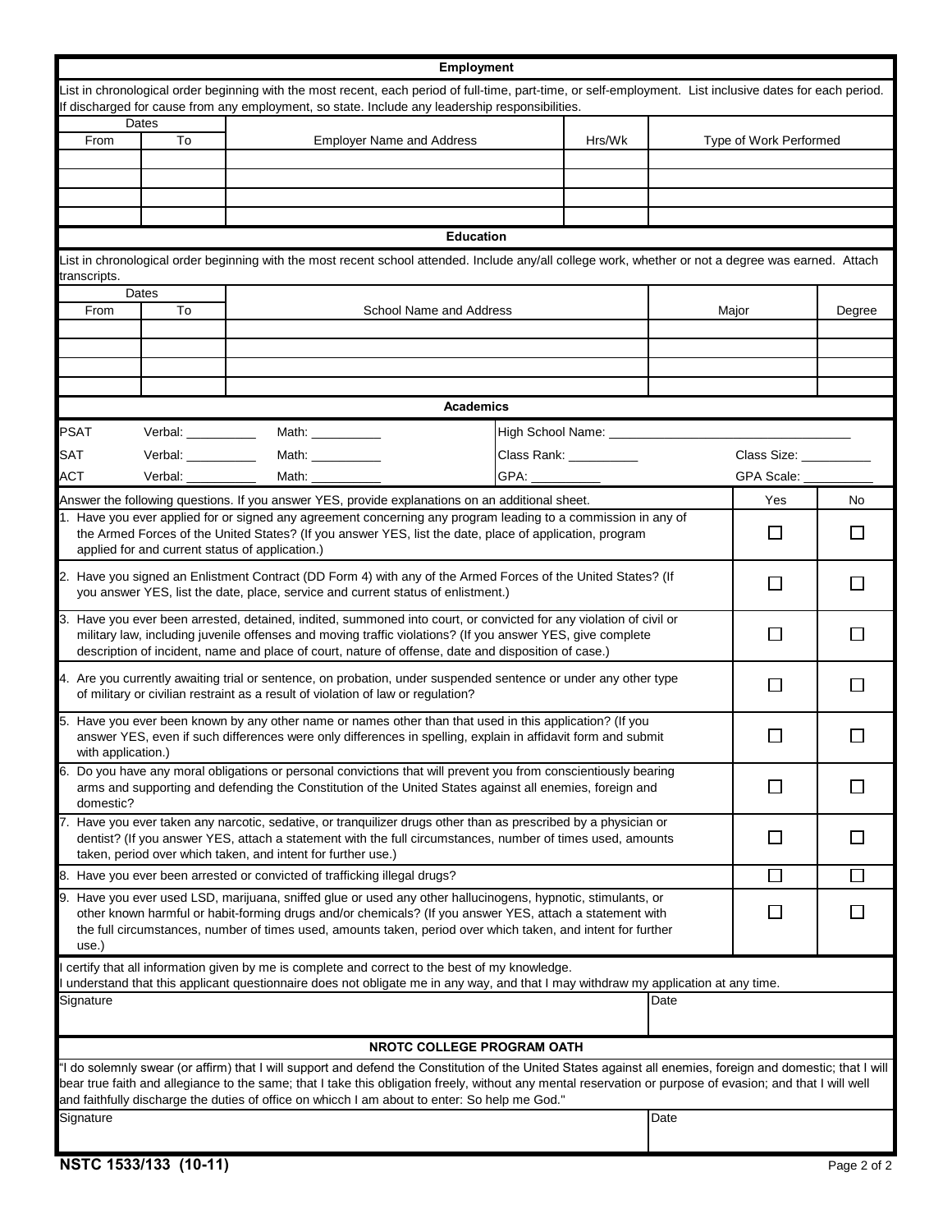## Employment

List in chronological order beginning with the most recent, each period of full-time, part-time, or self-employment. List inclusive dates for each period. If discharged for cause from any employment, so state. Include any leadership responsibilities.

| Dates | | Employer Name and Address | Hrs/Wk | Type of Work Performed |
|---|---|---|---|---|
| From | To | | | |
| | | | | |
| | | | | |
| | | | | |
| | | | | |

## Education

List in chronological order beginning with the most recent school attended. Include any/all college work, whether or not a degree was earned. Attach transcripts.

| Dates | | School Name and Address | Major | Degree |
|---|---|---|---|---|
| From | To | | | |
| | | | | |
| | | | | |
| | | | | |
| | | | | |

## Academics

| | | | | |
|---|---|---|---|---|
| PSAT | Verbal: __________ | Math: __________ | High School Name: __________________________________ | |
| SAT | Verbal: __________ | Math: __________ | Class Rank: __________ | Class Size: __________ |
| ACT | Verbal: __________ | Math: __________ | GPA: __________ | GPA Scale: __________ |

| Answer the following questions. If you answer YES, provide explanations on an additional sheet. | Yes | No |
|---|---|---|
| 1. Have you ever applied for or signed any agreement concerning any program leading to a commission in any of the Armed Forces of the United States? (If you answer YES, list the date, place of application, program applied for and current status of application.) | ☐ | ☐ |
| 2. Have you signed an Enlistment Contract (DD Form 4) with any of the Armed Forces of the United States? (If you answer YES, list the date, place, service and current status of enlistment.) | ☐ | ☐ |
| 3. Have you ever been arrested, detained, indited, summoned into court, or convicted for any violation of civil or military law, including juvenile offenses and moving traffic violations? (If you answer YES, give complete description of incident, name and place of court, nature of offense, date and disposition of case.) | ☐ | ☐ |
| 4. Are you currently awaiting trial or sentence, on probation, under suspended sentence or under any other type of military or civilian restraint as a result of violation of law or regulation? | ☐ | ☐ |
| 5. Have you ever been known by any other name or names other than that used in this application? (If you answer YES, even if such differences were only differences in spelling, explain in affidavit form and submit with application.) | ☐ | ☐ |
| 6. Do you have any moral obligations or personal convictions that will prevent you from conscientiously bearing arms and supporting and defending the Constitution of the United States against all enemies, foreign and domestic? | ☐ | ☐ |
| 7. Have you ever taken any narcotic, sedative, or tranquilizer drugs other than as prescribed by a physician or dentist? (If you answer YES, attach a statement with the full circumstances, number of times used, amounts taken, period over which taken, and intent for further use.) | ☐ | ☐ |
| 8. Have you ever been arrested or convicted of trafficking illegal drugs? | ☐ | ☐ |
| 9. Have you ever used LSD, marijuana, sniffed glue or used any other hallucinogens, hypnotic, stimulants, or other known harmful or habit-forming drugs and/or chemicals? (If you answer YES, attach a statement with the full circumstances, number of times used, amounts taken, period over which taken, and intent for further use.) | ☐ | ☐ |

I certify that all information given by me is complete and correct to the best of my knowledge.
I understand that this applicant questionnaire does not obligate me in any way, and that I may withdraw my application at any time.

| Signature | Date |
|---|---|
| | |

## NROTC COLLEGE PROGRAM OATH

"I do solemnly swear (or affirm) that I will support and defend the Constitution of the United States against all enemies, foreign and domestic; that I will bear true faith and allegiance to the same; that I take this obligation freely, without any mental reservation or purpose of evasion; and that I will well and faithfully discharge the duties of office on whicch I am about to enter: So help me God."

| Signature | Date |
|---|---|
| | |

**NSTC 1533/133 (10-11)**